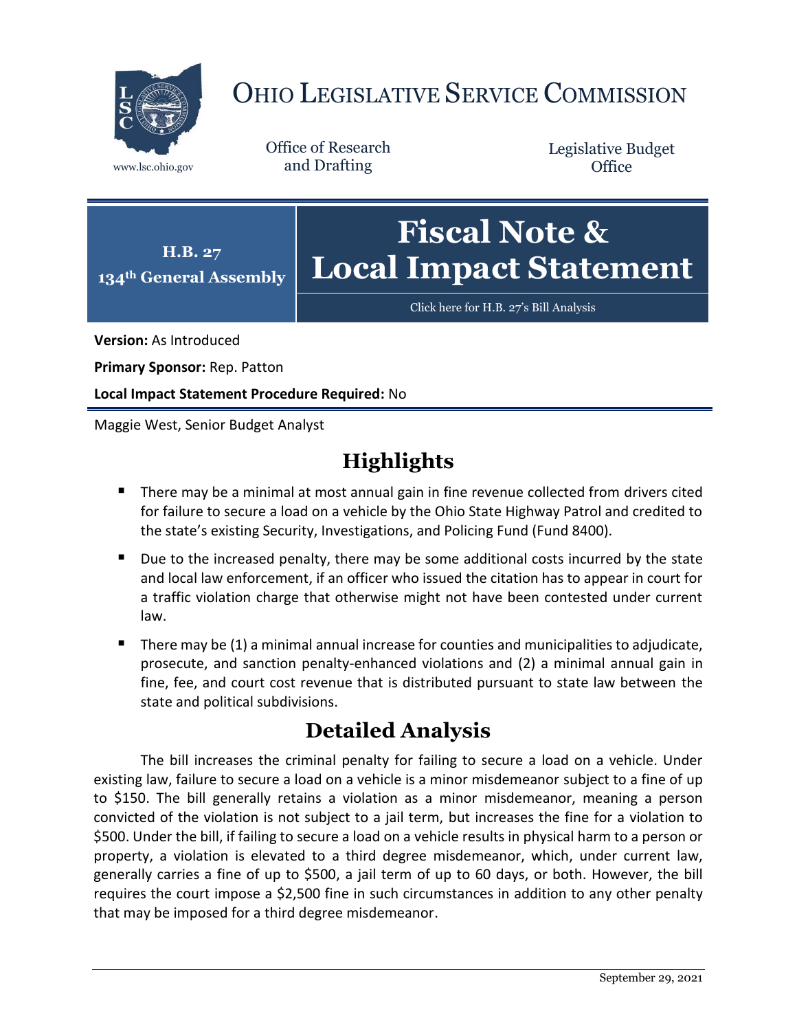# Ohio Legislative Service Commission

www.lsc.ohio.gov

Office of Research and Drafting

Legislative Budget Office

**H.B. 27**
**134th General Assembly**

# Fiscal Note & Local Impact Statement

Click here for H.B. 27's Bill Analysis

**Version:** As Introduced

**Primary Sponsor:** Rep. Patton

**Local Impact Statement Procedure Required:** No

Maggie West, Senior Budget Analyst

## Highlights

- There may be a minimal at most annual gain in fine revenue collected from drivers cited for failure to secure a load on a vehicle by the Ohio State Highway Patrol and credited to the state's existing Security, Investigations, and Policing Fund (Fund 8400).
- Due to the increased penalty, there may be some additional costs incurred by the state and local law enforcement, if an officer who issued the citation has to appear in court for a traffic violation charge that otherwise might not have been contested under current law.
- There may be (1) a minimal annual increase for counties and municipalities to adjudicate, prosecute, and sanction penalty-enhanced violations and (2) a minimal annual gain in fine, fee, and court cost revenue that is distributed pursuant to state law between the state and political subdivisions.

## Detailed Analysis

The bill increases the criminal penalty for failing to secure a load on a vehicle. Under existing law, failure to secure a load on a vehicle is a minor misdemeanor subject to a fine of up to $150. The bill generally retains a violation as a minor misdemeanor, meaning a person convicted of the violation is not subject to a jail term, but increases the fine for a violation to $500. Under the bill, if failing to secure a load on a vehicle results in physical harm to a person or property, a violation is elevated to a third degree misdemeanor, which, under current law, generally carries a fine of up to $500, a jail term of up to 60 days, or both. However, the bill requires the court impose a $2,500 fine in such circumstances in addition to any other penalty that may be imposed for a third degree misdemeanor.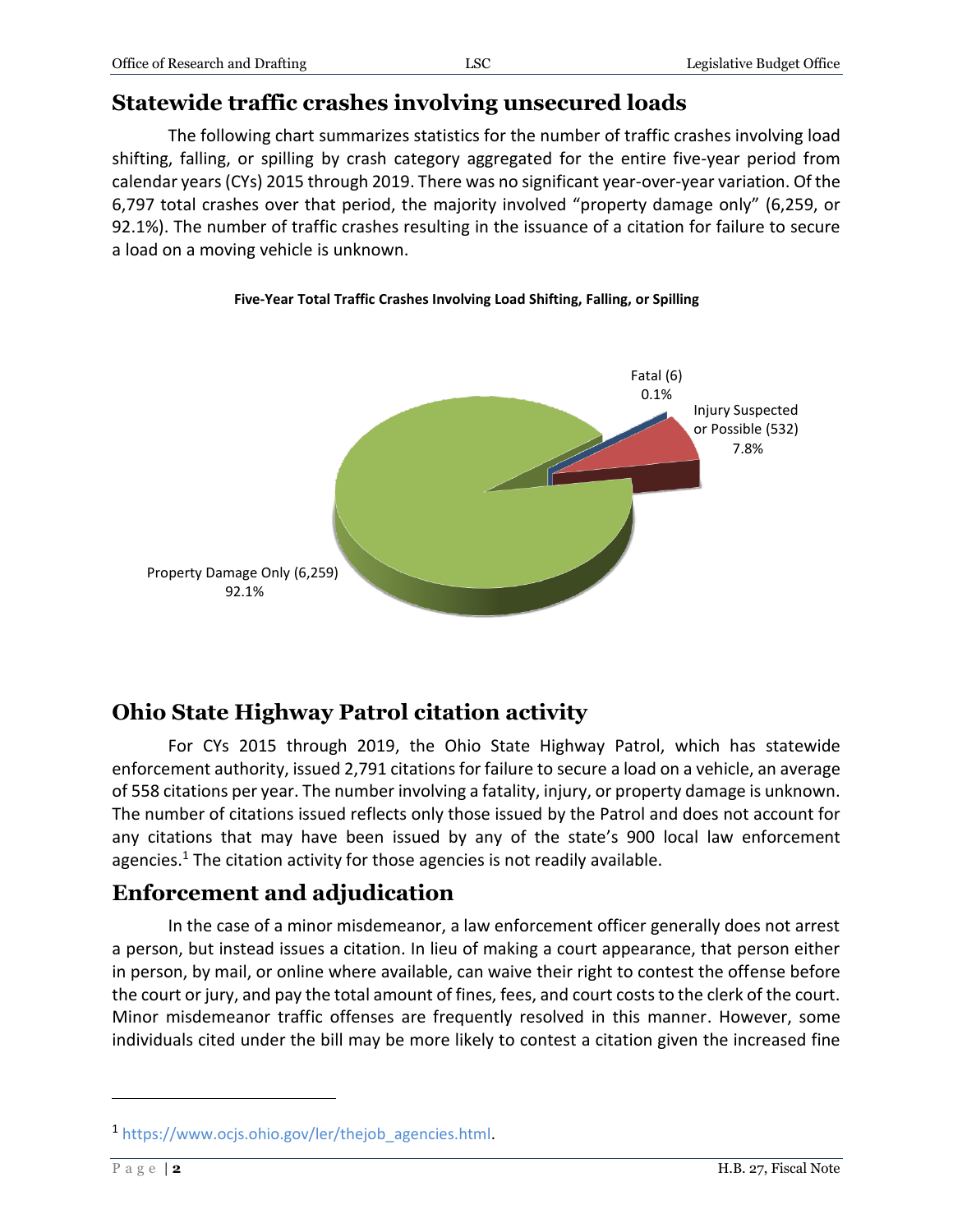## Statewide traffic crashes involving unsecured loads

The following chart summarizes statistics for the number of traffic crashes involving load shifting, falling, or spilling by crash category aggregated for the entire five-year period from calendar years (CYs) 2015 through 2019. There was no significant year-over-year variation. Of the 6,797 total crashes over that period, the majority involved "property damage only" (6,259, or 92.1%). The number of traffic crashes resulting in the issuance of a citation for failure to secure a load on a moving vehicle is unknown.

**Five-Year Total Traffic Crashes Involving Load Shifting, Falling, or Spilling**

Fatal (6) 0.1%

Injury Suspected or Possible (532) 7.8%

Property Damage Only (6,259) 92.1%

## Ohio State Highway Patrol citation activity

For CYs 2015 through 2019, the Ohio State Highway Patrol, which has statewide enforcement authority, issued 2,791 citations for failure to secure a load on a vehicle, an average of 558 citations per year. The number involving a fatality, injury, or property damage is unknown. The number of citations issued reflects only those issued by the Patrol and does not account for any citations that may have been issued by any of the state's 900 local law enforcement agencies.[1] The citation activity for those agencies is not readily available.

## Enforcement and adjudication

In the case of a minor misdemeanor, a law enforcement officer generally does not arrest a person, but instead issues a citation. In lieu of making a court appearance, that person either in person, by mail, or online where available, can waive their right to contest the offense before the court or jury, and pay the total amount of fines, fees, and court costs to the clerk of the court. Minor misdemeanor traffic offenses are frequently resolved in this manner. However, some individuals cited under the bill may be more likely to contest a citation given the increased fine

---

[1] https://www.ocjs.ohio.gov/ler/thejob_agencies.html.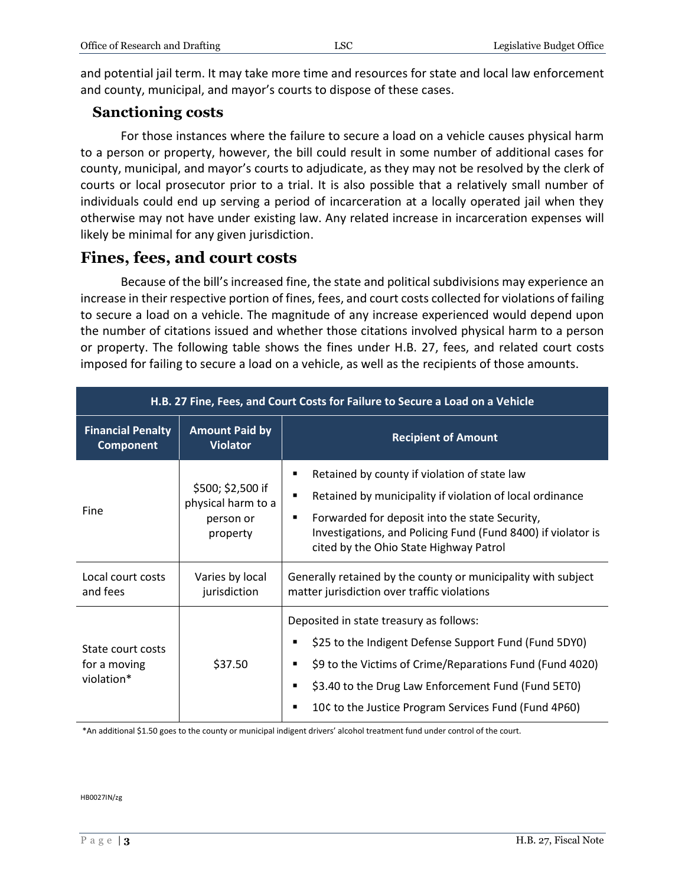and potential jail term. It may take more time and resources for state and local law enforcement and county, municipal, and mayor's courts to dispose of these cases.

### Sanctioning costs

For those instances where the failure to secure a load on a vehicle causes physical harm to a person or property, however, the bill could result in some number of additional cases for county, municipal, and mayor's courts to adjudicate, as they may not be resolved by the clerk of courts or local prosecutor prior to a trial. It is also possible that a relatively small number of individuals could end up serving a period of incarceration at a locally operated jail when they otherwise may not have under existing law. Any related increase in incarceration expenses will likely be minimal for any given jurisdiction.

## Fines, fees, and court costs

Because of the bill's increased fine, the state and political subdivisions may experience an increase in their respective portion of fines, fees, and court costs collected for violations of failing to secure a load on a vehicle. The magnitude of any increase experienced would depend upon the number of citations issued and whether those citations involved physical harm to a person or property. The following table shows the fines under H.B. 27, fees, and related court costs imposed for failing to secure a load on a vehicle, as well as the recipients of those amounts.

| H.B. 27 Fine, Fees, and Court Costs for Failure to Secure a Load on a Vehicle | | |
|---|---|---|
| **Financial Penalty Component** | **Amount Paid by Violator** | **Recipient of Amount** |
| Fine | \$500; \$2,500 if physical harm to a person or property | ▪ Retained by county if violation of state law<br>▪ Retained by municipality if violation of local ordinance<br>▪ Forwarded for deposit into the state Security, Investigations, and Policing Fund (Fund 8400) if violator is cited by the Ohio State Highway Patrol |
| Local court costs and fees | Varies by local jurisdiction | Generally retained by the county or municipality with subject matter jurisdiction over traffic violations |
| State court costs for a moving violation* | \$37.50 | Deposited in state treasury as follows:<br>▪ \$25 to the Indigent Defense Support Fund (Fund 5DY0)<br>▪ \$9 to the Victims of Crime/Reparations Fund (Fund 4020)<br>▪ \$3.40 to the Drug Law Enforcement Fund (Fund 5ET0)<br>▪ 10¢ to the Justice Program Services Fund (Fund 4P60) |

*An additional \$1.50 goes to the county or municipal indigent drivers' alcohol treatment fund under control of the court.

HB0027IN/zg